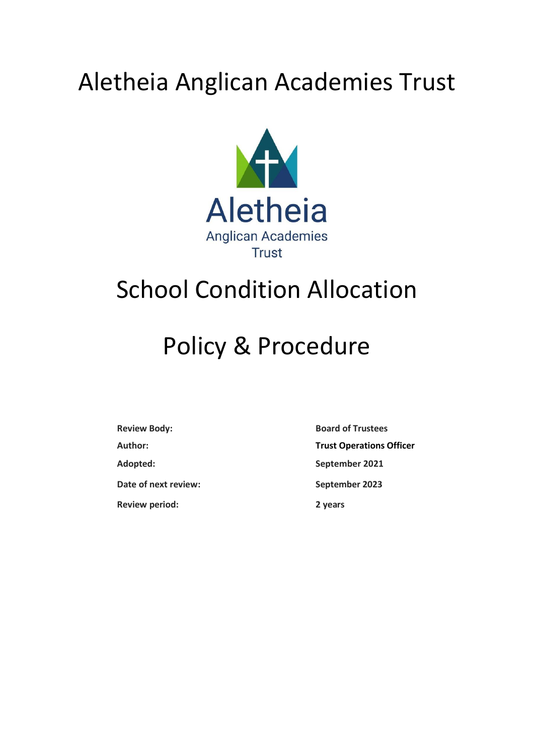# Aletheia Anglican Academies Trust

Aletheia
Anglican Academies
Trust

# School Condition Allocation

# Policy & Procedure

| | |
|---|---|
| **Review Body:** | **Board of Trustees** |
| **Author:** | **Trust Operations Officer** |
| **Adopted:** | **September 2021** |
| **Date of next review:** | **September 2023** |
| **Review period:** | **2 years** |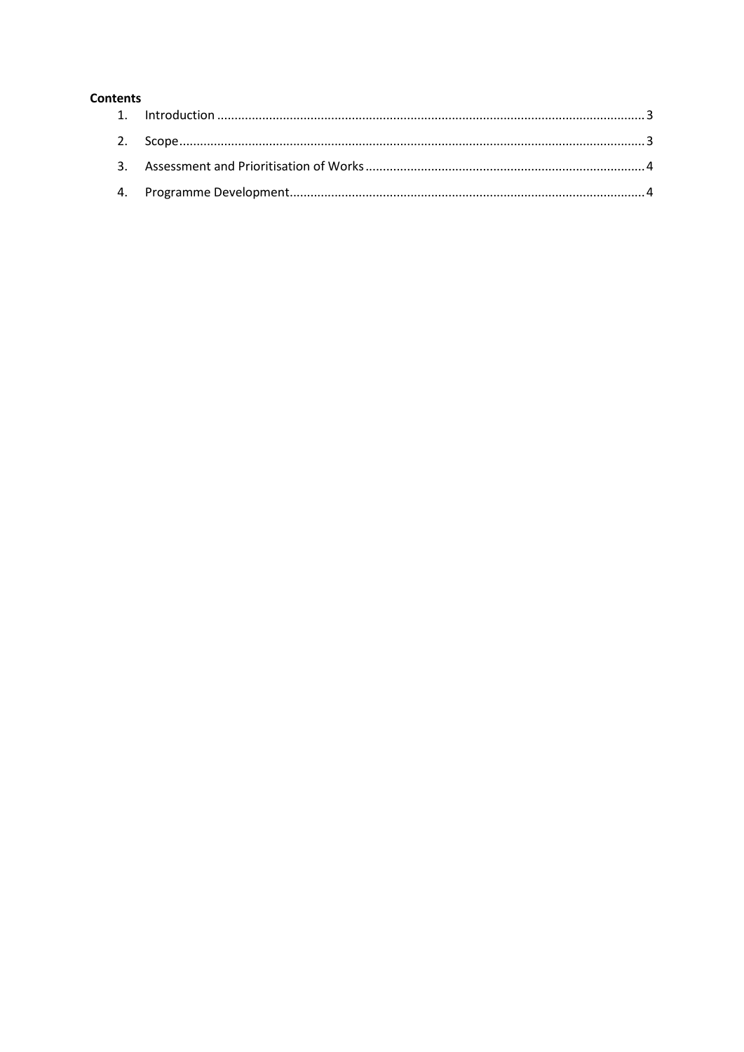**Contents**

1. Introduction ........................................................................................................................ 3
2. Scope ................................................................................................................................... 3
3. Assessment and Prioritisation of Works ............................................................................. 4
4. Programme Development .................................................................................................... 4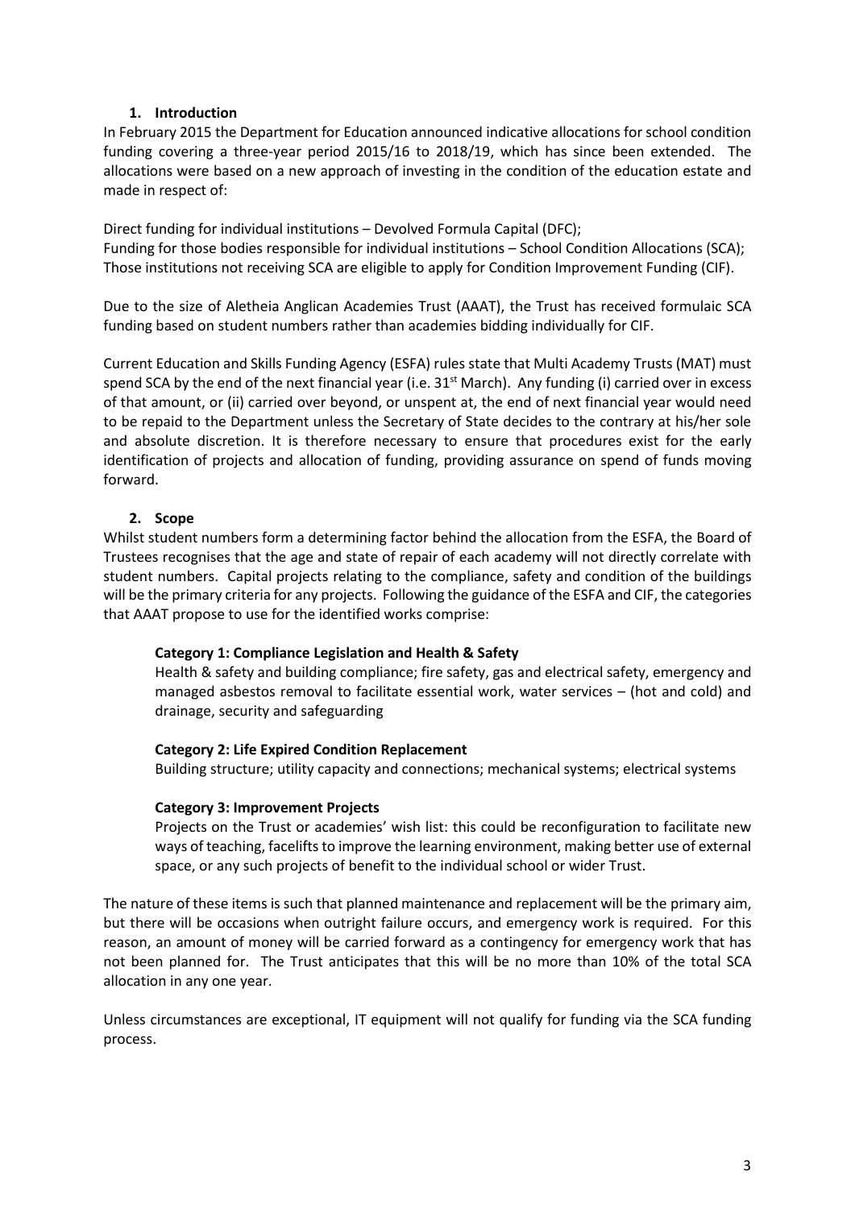## 1. Introduction

In February 2015 the Department for Education announced indicative allocations for school condition funding covering a three-year period 2015/16 to 2018/19, which has since been extended. The allocations were based on a new approach of investing in the condition of the education estate and made in respect of:

Direct funding for individual institutions – Devolved Formula Capital (DFC);
Funding for those bodies responsible for individual institutions – School Condition Allocations (SCA);
Those institutions not receiving SCA are eligible to apply for Condition Improvement Funding (CIF).

Due to the size of Aletheia Anglican Academies Trust (AAAT), the Trust has received formulaic SCA funding based on student numbers rather than academies bidding individually for CIF.

Current Education and Skills Funding Agency (ESFA) rules state that Multi Academy Trusts (MAT) must spend SCA by the end of the next financial year (i.e. 31st March). Any funding (i) carried over in excess of that amount, or (ii) carried over beyond, or unspent at, the end of next financial year would need to be repaid to the Department unless the Secretary of State decides to the contrary at his/her sole and absolute discretion. It is therefore necessary to ensure that procedures exist for the early identification of projects and allocation of funding, providing assurance on spend of funds moving forward.

## 2. Scope

Whilst student numbers form a determining factor behind the allocation from the ESFA, the Board of Trustees recognises that the age and state of repair of each academy will not directly correlate with student numbers. Capital projects relating to the compliance, safety and condition of the buildings will be the primary criteria for any projects. Following the guidance of the ESFA and CIF, the categories that AAAT propose to use for the identified works comprise:

**Category 1: Compliance Legislation and Health & Safety**

Health & safety and building compliance; fire safety, gas and electrical safety, emergency and managed asbestos removal to facilitate essential work, water services – (hot and cold) and drainage, security and safeguarding

**Category 2: Life Expired Condition Replacement**

Building structure; utility capacity and connections; mechanical systems; electrical systems

**Category 3: Improvement Projects**

Projects on the Trust or academies' wish list: this could be reconfiguration to facilitate new ways of teaching, facelifts to improve the learning environment, making better use of external space, or any such projects of benefit to the individual school or wider Trust.

The nature of these items is such that planned maintenance and replacement will be the primary aim, but there will be occasions when outright failure occurs, and emergency work is required. For this reason, an amount of money will be carried forward as a contingency for emergency work that has not been planned for. The Trust anticipates that this will be no more than 10% of the total SCA allocation in any one year.

Unless circumstances are exceptional, IT equipment will not qualify for funding via the SCA funding process.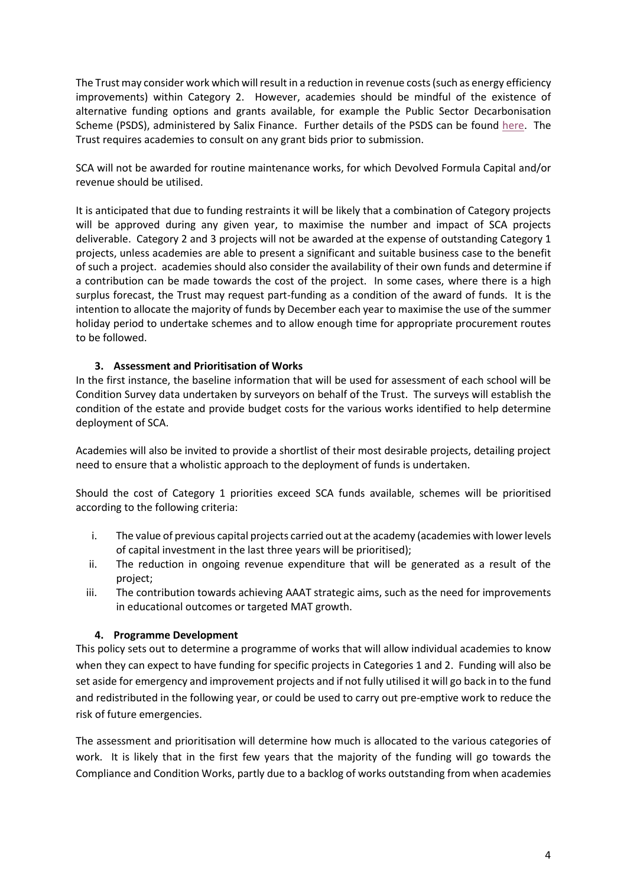The Trust may consider work which will result in a reduction in revenue costs (such as energy efficiency improvements) within Category 2. However, academies should be mindful of the existence of alternative funding options and grants available, for example the Public Sector Decarbonisation Scheme (PSDS), administered by Salix Finance. Further details of the PSDS can be found here. The Trust requires academies to consult on any grant bids prior to submission.

SCA will not be awarded for routine maintenance works, for which Devolved Formula Capital and/or revenue should be utilised.

It is anticipated that due to funding restraints it will be likely that a combination of Category projects will be approved during any given year, to maximise the number and impact of SCA projects deliverable. Category 2 and 3 projects will not be awarded at the expense of outstanding Category 1 projects, unless academies are able to present a significant and suitable business case to the benefit of such a project. academies should also consider the availability of their own funds and determine if a contribution can be made towards the cost of the project. In some cases, where there is a high surplus forecast, the Trust may request part-funding as a condition of the award of funds. It is the intention to allocate the majority of funds by December each year to maximise the use of the summer holiday period to undertake schemes and to allow enough time for appropriate procurement routes to be followed.

### 3. Assessment and Prioritisation of Works

In the first instance, the baseline information that will be used for assessment of each school will be Condition Survey data undertaken by surveyors on behalf of the Trust. The surveys will establish the condition of the estate and provide budget costs for the various works identified to help determine deployment of SCA.

Academies will also be invited to provide a shortlist of their most desirable projects, detailing project need to ensure that a wholistic approach to the deployment of funds is undertaken.

Should the cost of Category 1 priorities exceed SCA funds available, schemes will be prioritised according to the following criteria:

i. The value of previous capital projects carried out at the academy (academies with lower levels of capital investment in the last three years will be prioritised);
ii. The reduction in ongoing revenue expenditure that will be generated as a result of the project;
iii. The contribution towards achieving AAAT strategic aims, such as the need for improvements in educational outcomes or targeted MAT growth.

### 4. Programme Development

This policy sets out to determine a programme of works that will allow individual academies to know when they can expect to have funding for specific projects in Categories 1 and 2. Funding will also be set aside for emergency and improvement projects and if not fully utilised it will go back in to the fund and redistributed in the following year, or could be used to carry out pre-emptive work to reduce the risk of future emergencies.

The assessment and prioritisation will determine how much is allocated to the various categories of work. It is likely that in the first few years that the majority of the funding will go towards the Compliance and Condition Works, partly due to a backlog of works outstanding from when academies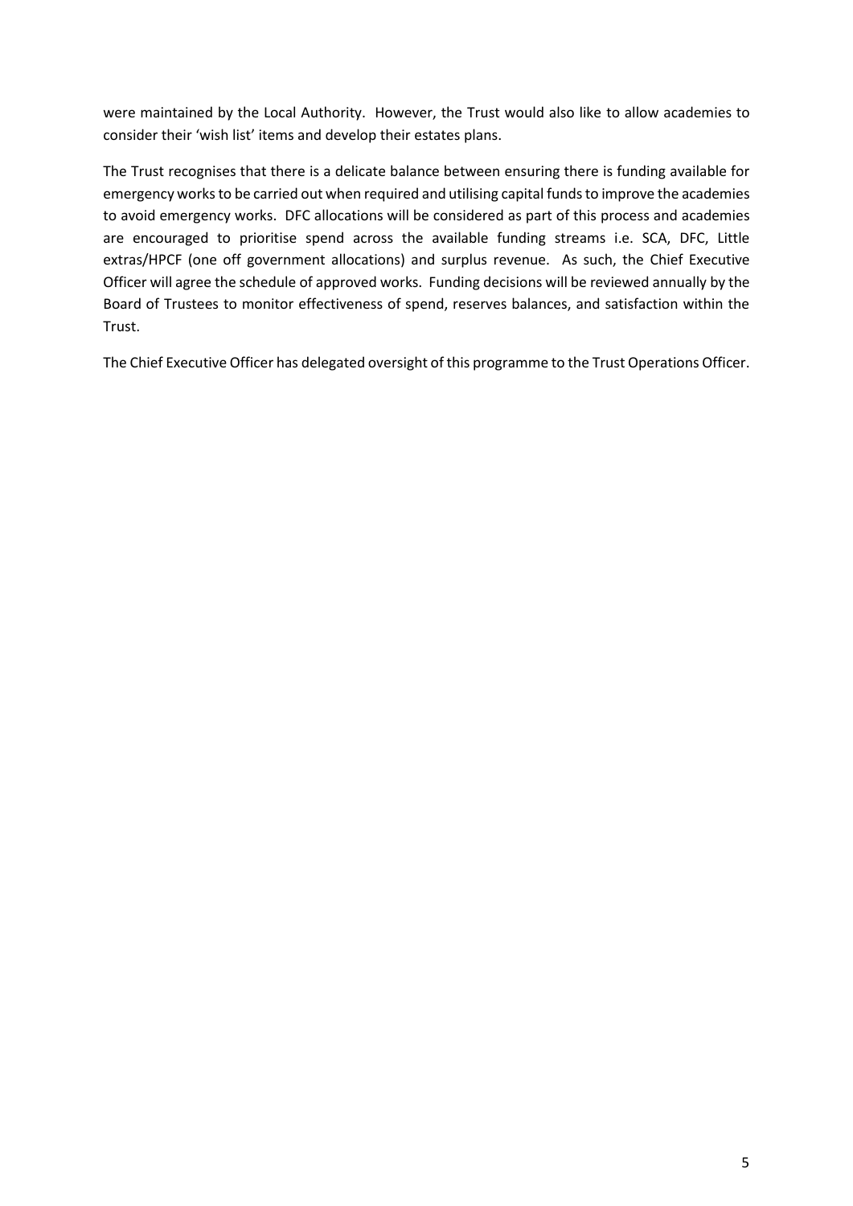were maintained by the Local Authority. However, the Trust would also like to allow academies to consider their 'wish list' items and develop their estates plans.

The Trust recognises that there is a delicate balance between ensuring there is funding available for emergency works to be carried out when required and utilising capital funds to improve the academies to avoid emergency works. DFC allocations will be considered as part of this process and academies are encouraged to prioritise spend across the available funding streams i.e. SCA, DFC, Little extras/HPCF (one off government allocations) and surplus revenue. As such, the Chief Executive Officer will agree the schedule of approved works. Funding decisions will be reviewed annually by the Board of Trustees to monitor effectiveness of spend, reserves balances, and satisfaction within the Trust.

The Chief Executive Officer has delegated oversight of this programme to the Trust Operations Officer.